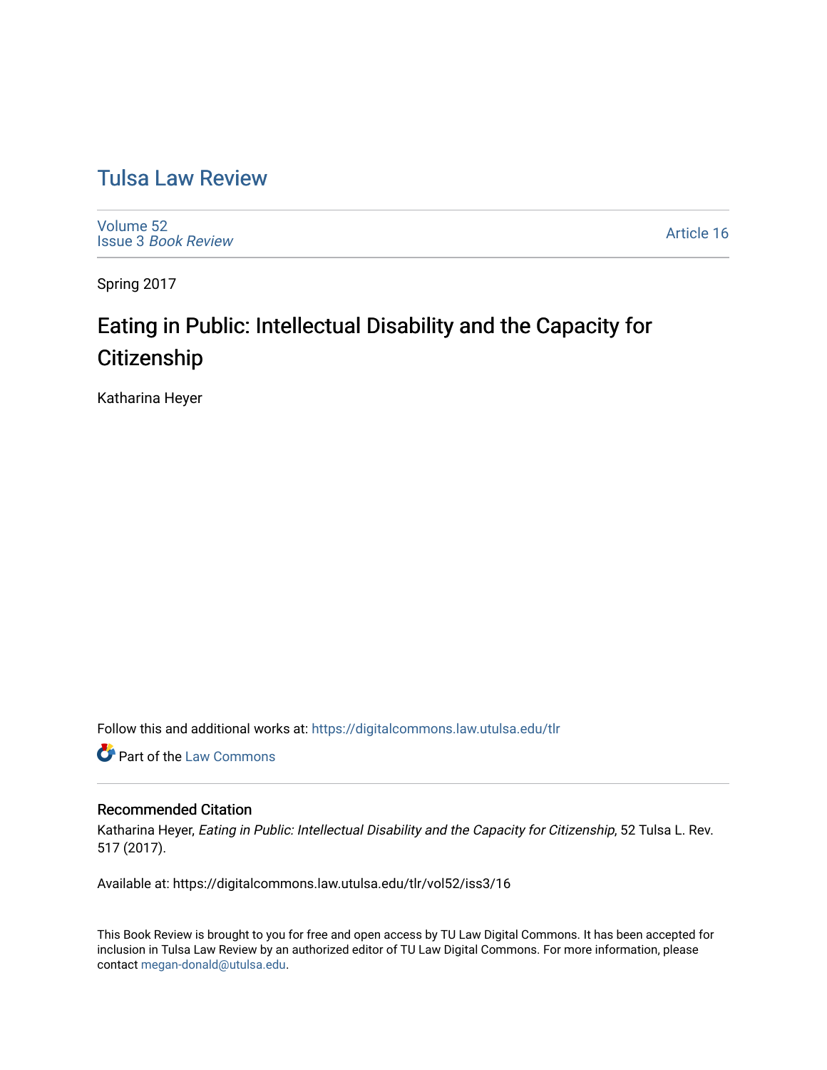# Tulsa Law Review

Volume 52
Issue 3 *Book Review*

Article 16

Spring 2017

## Eating in Public: Intellectual Disability and the Capacity for Citizenship

Katharina Heyer

Follow this and additional works at: https://digitalcommons.law.utulsa.edu/tlr

Part of the Law Commons

### Recommended Citation

Katharina Heyer, *Eating in Public: Intellectual Disability and the Capacity for Citizenship*, 52 Tulsa L. Rev. 517 (2017).

Available at: https://digitalcommons.law.utulsa.edu/tlr/vol52/iss3/16

This Book Review is brought to you for free and open access by TU Law Digital Commons. It has been accepted for inclusion in Tulsa Law Review by an authorized editor of TU Law Digital Commons. For more information, please contact megan-donald@utulsa.edu.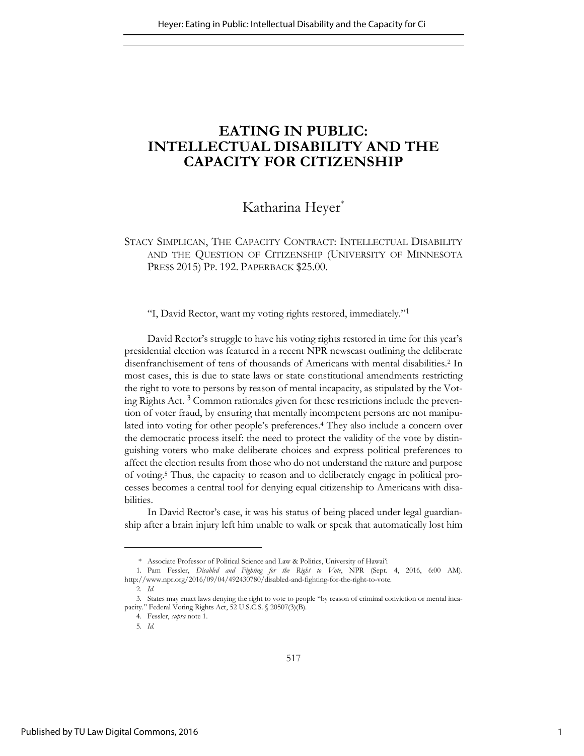# EATING IN PUBLIC: INTELLECTUAL DISABILITY AND THE CAPACITY FOR CITIZENSHIP

Katharina Heyer*

STACY SIMPLICAN, THE CAPACITY CONTRACT: INTELLECTUAL DISABILITY AND THE QUESTION OF CITIZENSHIP (UNIVERSITY OF MINNESOTA PRESS 2015) PP. 192. PAPERBACK $25.00.

"I, David Rector, want my voting rights restored, immediately."[1]

David Rector's struggle to have his voting rights restored in time for this year's presidential election was featured in a recent NPR newscast outlining the deliberate disenfranchisement of tens of thousands of Americans with mental disabilities.[2] In most cases, this is due to state laws or state constitutional amendments restricting the right to vote to persons by reason of mental incapacity, as stipulated by the Voting Rights Act.[3] Common rationales given for these restrictions include the prevention of voter fraud, by ensuring that mentally incompetent persons are not manipulated into voting for other people's preferences.[4] They also include a concern over the democratic process itself: the need to protect the validity of the vote by distinguishing voters who make deliberate choices and express political preferences to affect the election results from those who do not understand the nature and purpose of voting.[5] Thus, the capacity to reason and to deliberately engage in political processes becomes a central tool for denying equal citizenship to Americans with disabilities.

In David Rector's case, it was his status of being placed under legal guardianship after a brain injury left him unable to walk or speak that automatically lost him

---

\* Associate Professor of Political Science and Law & Politics, University of Hawai'i

1. Pam Fessler, *Disabled and Fighting for the Right to Vote*, NPR (Sept. 4, 2016, 6:00 AM). http://www.npr.org/2016/09/04/492430780/disabled-and-fighting-for-the-right-to-vote.

2. *Id.*

3. States may enact laws denying the right to vote to people "by reason of criminal conviction or mental incapacity." Federal Voting Rights Act, 52 U.S.C.S. § 20507(3)(B).

4. Fessler, *supra* note 1.

5. *Id.*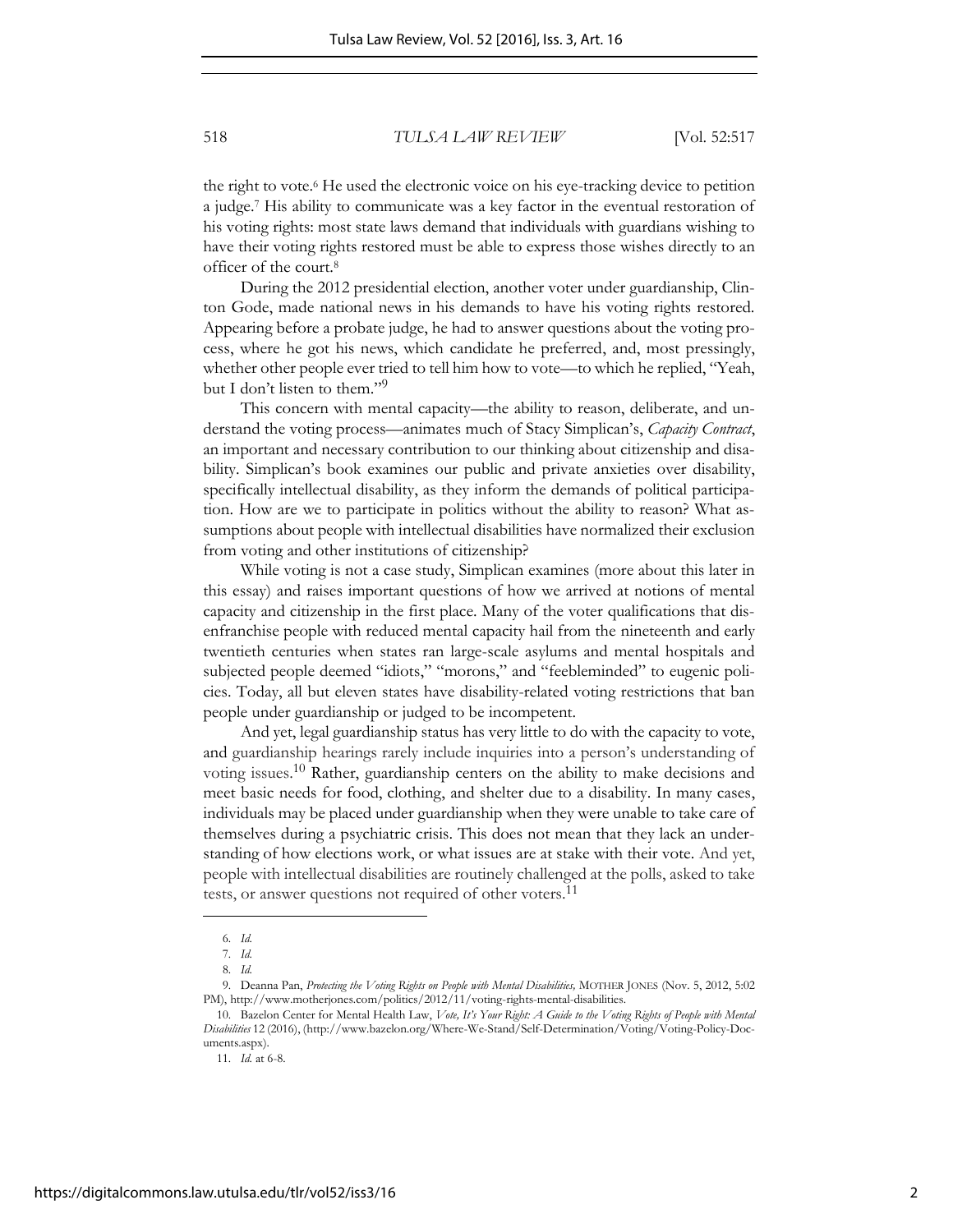the right to vote.[6] He used the electronic voice on his eye-tracking device to petition a judge.[7] His ability to communicate was a key factor in the eventual restoration of his voting rights: most state laws demand that individuals with guardians wishing to have their voting rights restored must be able to express those wishes directly to an officer of the court.[8]

During the 2012 presidential election, another voter under guardianship, Clinton Gode, made national news in his demands to have his voting rights restored. Appearing before a probate judge, he had to answer questions about the voting process, where he got his news, which candidate he preferred, and, most pressingly, whether other people ever tried to tell him how to vote—to which he replied, "Yeah, but I don't listen to them."[9]

This concern with mental capacity—the ability to reason, deliberate, and understand the voting process—animates much of Stacy Simplican's, *Capacity Contract*, an important and necessary contribution to our thinking about citizenship and disability. Simplican's book examines our public and private anxieties over disability, specifically intellectual disability, as they inform the demands of political participation. How are we to participate in politics without the ability to reason? What assumptions about people with intellectual disabilities have normalized their exclusion from voting and other institutions of citizenship?

While voting is not a case study, Simplican examines (more about this later in this essay) and raises important questions of how we arrived at notions of mental capacity and citizenship in the first place. Many of the voter qualifications that disenfranchise people with reduced mental capacity hail from the nineteenth and early twentieth centuries when states ran large-scale asylums and mental hospitals and subjected people deemed "idiots," "morons," and "feebleminded" to eugenic policies. Today, all but eleven states have disability-related voting restrictions that ban people under guardianship or judged to be incompetent.

And yet, legal guardianship status has very little to do with the capacity to vote, and guardianship hearings rarely include inquiries into a person's understanding of voting issues.[10] Rather, guardianship centers on the ability to make decisions and meet basic needs for food, clothing, and shelter due to a disability. In many cases, individuals may be placed under guardianship when they were unable to take care of themselves during a psychiatric crisis. This does not mean that they lack an understanding of how elections work, or what issues are at stake with their vote. And yet, people with intellectual disabilities are routinely challenged at the polls, asked to take tests, or answer questions not required of other voters.[11]

---

6. *Id.*
7. *Id.*
8. *Id.*
9. Deanna Pan, *Protecting the Voting Rights on People with Mental Disabilities,* MOTHER JONES (Nov. 5, 2012, 5:02 PM), http://www.motherjones.com/politics/2012/11/voting-rights-mental-disabilities.
10. Bazelon Center for Mental Health Law, *Vote, It's Your Right: A Guide to the Voting Rights of People with Mental Disabilities* 12 (2016), (http://www.bazelon.org/Where-We-Stand/Self-Determination/Voting/Voting-Policy-Documents.aspx).
11. *Id.* at 6-8.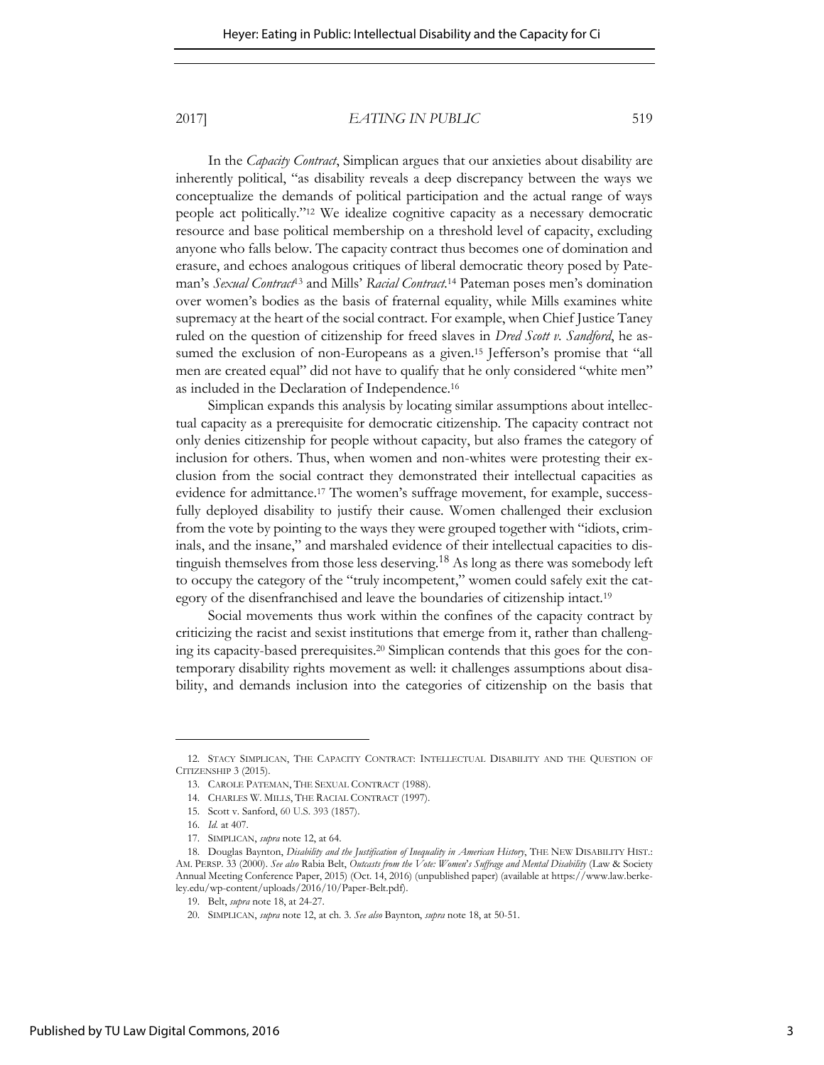In the *Capacity Contract*, Simplican argues that our anxieties about disability are inherently political, "as disability reveals a deep discrepancy between the ways we conceptualize the demands of political participation and the actual range of ways people act politically."[12] We idealize cognitive capacity as a necessary democratic resource and base political membership on a threshold level of capacity, excluding anyone who falls below. The capacity contract thus becomes one of domination and erasure, and echoes analogous critiques of liberal democratic theory posed by Pateman's *Sexual Contract*[13] and Mills' *Racial Contract*.[14] Pateman poses men's domination over women's bodies as the basis of fraternal equality, while Mills examines white supremacy at the heart of the social contract. For example, when Chief Justice Taney ruled on the question of citizenship for freed slaves in *Dred Scott v. Sandford*, he assumed the exclusion of non-Europeans as a given.[15] Jefferson's promise that "all men are created equal" did not have to qualify that he only considered "white men" as included in the Declaration of Independence.[16]

Simplican expands this analysis by locating similar assumptions about intellectual capacity as a prerequisite for democratic citizenship. The capacity contract not only denies citizenship for people without capacity, but also frames the category of inclusion for others. Thus, when women and non-whites were protesting their exclusion from the social contract they demonstrated their intellectual capacities as evidence for admittance.[17] The women's suffrage movement, for example, successfully deployed disability to justify their cause. Women challenged their exclusion from the vote by pointing to the ways they were grouped together with "idiots, criminals, and the insane," and marshaled evidence of their intellectual capacities to distinguish themselves from those less deserving.[18] As long as there was somebody left to occupy the category of the "truly incompetent," women could safely exit the category of the disenfranchised and leave the boundaries of citizenship intact.[19]

Social movements thus work within the confines of the capacity contract by criticizing the racist and sexist institutions that emerge from it, rather than challenging its capacity-based prerequisites.[20] Simplican contends that this goes for the contemporary disability rights movement as well: it challenges assumptions about disability, and demands inclusion into the categories of citizenship on the basis that

---

12. STACY SIMPLICAN, THE CAPACITY CONTRACT: INTELLECTUAL DISABILITY AND THE QUESTION OF CITIZENSHIP 3 (2015).

13. CAROLE PATEMAN, THE SEXUAL CONTRACT (1988).

14. CHARLES W. MILLS, THE RACIAL CONTRACT (1997).

15. Scott v. Sanford, 60 U.S. 393 (1857).

16. *Id.* at 407.

17. SIMPLICAN, *supra* note 12, at 64.

18. Douglas Baynton, *Disability and the Justification of Inequality in American History*, THE NEW DISABILITY HIST.: AM. PERSP. 33 (2000). *See also* Rabia Belt, *Outcasts from the Vote: Women's Suffrage and Mental Disability* (Law & Society Annual Meeting Conference Paper, 2015) (Oct. 14, 2016) (unpublished paper) (available at https://www.law.berkeley.edu/wp-content/uploads/2016/10/Paper-Belt.pdf).

19. Belt, *supra* note 18, at 24-27.

20. SIMPLICAN, *supra* note 12, at ch. 3. *See also* Baynton, *supra* note 18, at 50-51.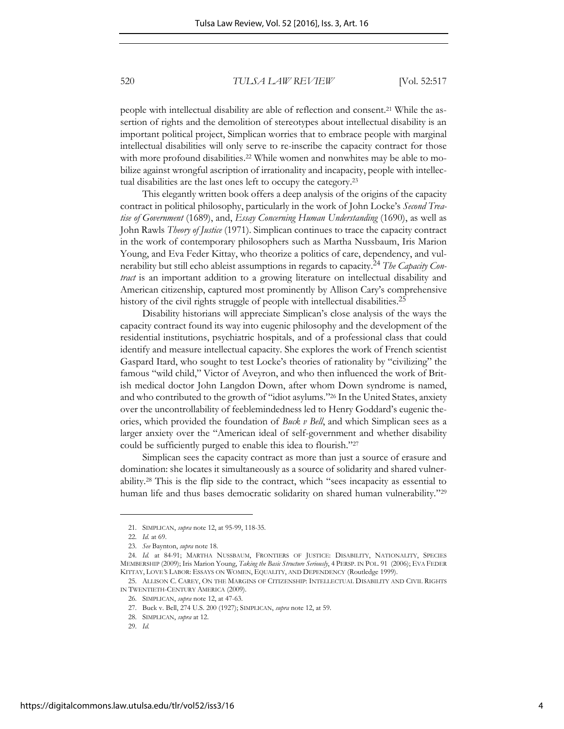people with intellectual disability are able of reflection and consent.[21] While the assertion of rights and the demolition of stereotypes about intellectual disability is an important political project, Simplican worries that to embrace people with marginal intellectual disabilities will only serve to re-inscribe the capacity contract for those with more profound disabilities.[22] While women and nonwhites may be able to mobilize against wrongful ascription of irrationality and incapacity, people with intellectual disabilities are the last ones left to occupy the category.[23]

This elegantly written book offers a deep analysis of the origins of the capacity contract in political philosophy, particularly in the work of John Locke's *Second Treatise of Government* (1689), and, *Essay Concerning Human Understanding* (1690), as well as John Rawls *Theory of Justice* (1971). Simplican continues to trace the capacity contract in the work of contemporary philosophers such as Martha Nussbaum, Iris Marion Young, and Eva Feder Kittay, who theorize a politics of care, dependency, and vulnerability but still echo ableist assumptions in regards to capacity.[24] *The Capacity Contract* is an important addition to a growing literature on intellectual disability and American citizenship, captured most prominently by Allison Cary's comprehensive history of the civil rights struggle of people with intellectual disabilities.[25]

Disability historians will appreciate Simplican's close analysis of the ways the capacity contract found its way into eugenic philosophy and the development of the residential institutions, psychiatric hospitals, and of a professional class that could identify and measure intellectual capacity. She explores the work of French scientist Gaspard Itard, who sought to test Locke's theories of rationality by "civilizing" the famous "wild child," Victor of Aveyron, and who then influenced the work of British medical doctor John Langdon Down, after whom Down syndrome is named, and who contributed to the growth of "idiot asylums."[26] In the United States, anxiety over the uncontrollability of feeblemindedness led to Henry Goddard's eugenic theories, which provided the foundation of *Buck v Bell*, and which Simplican sees as a larger anxiety over the "American ideal of self-government and whether disability could be sufficiently purged to enable this idea to flourish."[27]

Simplican sees the capacity contract as more than just a source of erasure and domination: she locates it simultaneously as a source of solidarity and shared vulnerability.[28] This is the flip side to the contract, which "sees incapacity as essential to human life and thus bases democratic solidarity on shared human vulnerability."[29]

---

21. SIMPLICAN, *supra* note 12, at 95-99, 118-35.

22. *Id.* at 69.

23. *See* Baynton, *supra* note 18.

24. *Id.* at 84-91; MARTHA NUSSBAUM, FRONTIERS OF JUSTICE: DISABILITY, NATIONALITY, SPECIES MEMBERSHIP (2009); Iris Marion Young, *Taking the Basic Structure Seriously*, 4 PERSP. IN POL. 91 (2006); EVA FEDER KITTAY, LOVE'S LABOR: ESSAYS ON WOMEN, EQUALITY, AND DEPENDENCY (Routledge 1999).

25. ALLISON C. CAREY, ON THE MARGINS OF CITIZENSHIP: INTELLECTUAL DISABILITY AND CIVIL RIGHTS IN TWENTIETH-CENTURY AMERICA (2009).

26. SIMPLICAN, *supra* note 12, at 47-63.

27. Buck v. Bell, 274 U.S. 200 (1927); SIMPLICAN, *supra* note 12, at 59.

28. SIMPLICAN, *supra* at 12.

29. *Id.*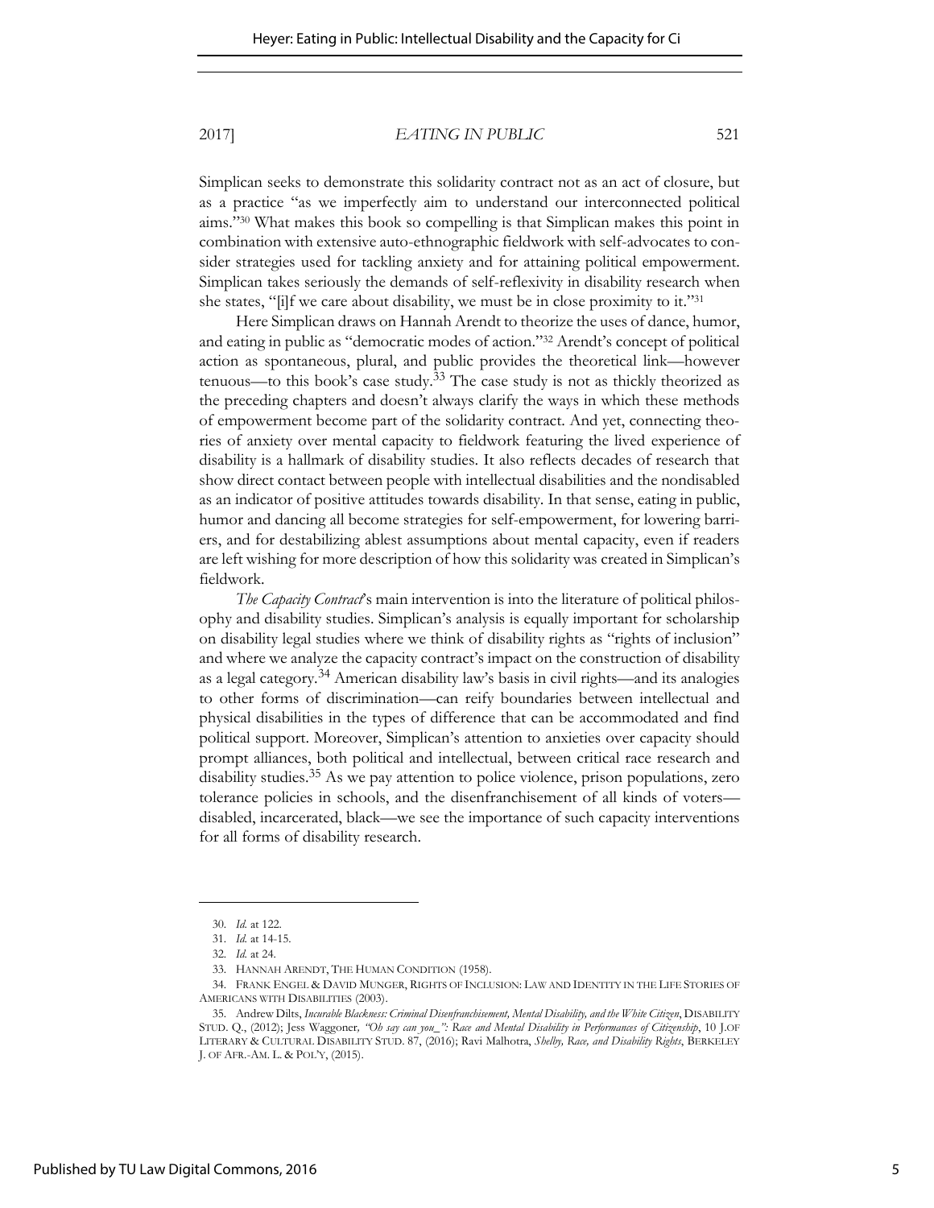Simplican seeks to demonstrate this solidarity contract not as an act of closure, but as a practice "as we imperfectly aim to understand our interconnected political aims."[30] What makes this book so compelling is that Simplican makes this point in combination with extensive auto-ethnographic fieldwork with self-advocates to consider strategies used for tackling anxiety and for attaining political empowerment. Simplican takes seriously the demands of self-reflexivity in disability research when she states, "[i]f we care about disability, we must be in close proximity to it."[31]

Here Simplican draws on Hannah Arendt to theorize the uses of dance, humor, and eating in public as "democratic modes of action."[32] Arendt's concept of political action as spontaneous, plural, and public provides the theoretical link—however tenuous—to this book's case study.[33] The case study is not as thickly theorized as the preceding chapters and doesn't always clarify the ways in which these methods of empowerment become part of the solidarity contract. And yet, connecting theories of anxiety over mental capacity to fieldwork featuring the lived experience of disability is a hallmark of disability studies. It also reflects decades of research that show direct contact between people with intellectual disabilities and the nondisabled as an indicator of positive attitudes towards disability. In that sense, eating in public, humor and dancing all become strategies for self-empowerment, for lowering barriers, and for destabilizing ablest assumptions about mental capacity, even if readers are left wishing for more description of how this solidarity was created in Simplican's fieldwork.

*The Capacity Contract*'s main intervention is into the literature of political philosophy and disability studies. Simplican's analysis is equally important for scholarship on disability legal studies where we think of disability rights as "rights of inclusion" and where we analyze the capacity contract's impact on the construction of disability as a legal category.[34] American disability law's basis in civil rights—and its analogies to other forms of discrimination—can reify boundaries between intellectual and physical disabilities in the types of difference that can be accommodated and find political support. Moreover, Simplican's attention to anxieties over capacity should prompt alliances, both political and intellectual, between critical race research and disability studies.[35] As we pay attention to police violence, prison populations, zero tolerance policies in schools, and the disenfranchisement of all kinds of voters—disabled, incarcerated, black—we see the importance of such capacity interventions for all forms of disability research.

---

30. *Id.* at 122.

31. *Id.* at 14-15.

32. *Id.* at 24.

33. HANNAH ARENDT, THE HUMAN CONDITION (1958).

34. FRANK ENGEL & DAVID MUNGER, RIGHTS OF INCLUSION: LAW AND IDENTITY IN THE LIFE STORIES OF AMERICANS WITH DISABILITIES (2003).

35. Andrew Dilts, *Incurable Blackness: Criminal Disenfranchisement, Mental Disability, and the White Citizen*, DISABILITY STUD. Q., (2012); Jess Waggoner, *"Oh say can you_": Race and Mental Disability in Performances of Citizenship*, 10 J. OF LITERARY & CULTURAL DISABILITY STUD. 87, (2016); Ravi Malhotra, *Shelby, Race, and Disability Rights*, BERKELEY J. OF AFR.-AM. L. & POL'Y, (2015).